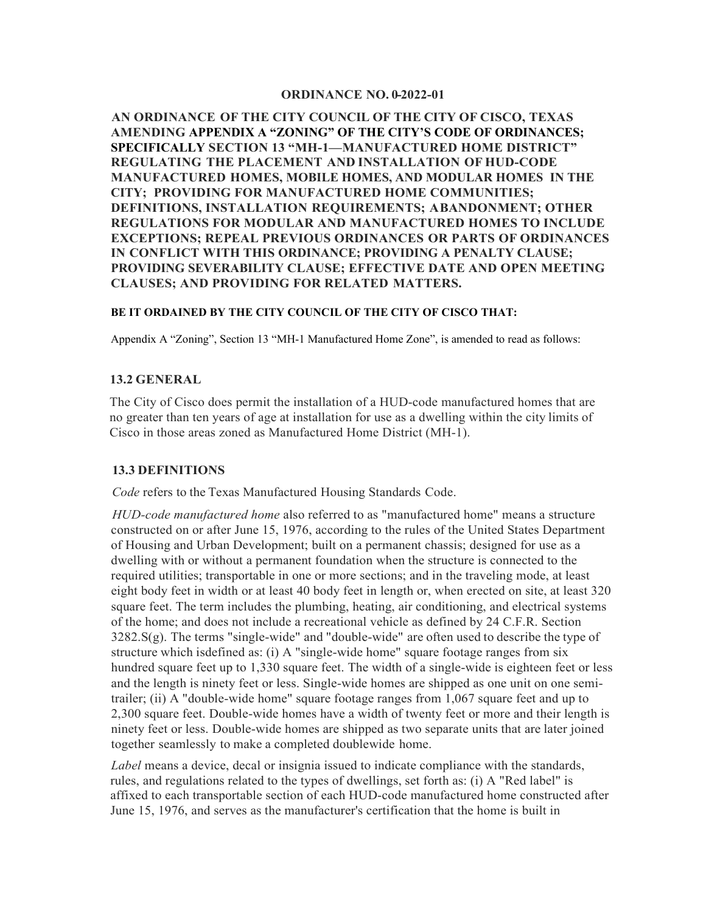**ORDINANCE NO. 0-2022-01**

**AN ORDINANCE OF THE CITY COUNCIL OF THE CITY OF CISCO, TEXAS AMENDING APPENDIX A "ZONING" OF THE CITY'S CODE OF ORDINANCES; SPECIFICALLY SECTION 13 "MH-1—MANUFACTURED HOME DISTRICT" REGULATING THE PLACEMENT AND INSTALLATION OF HUD-CODE MANUFACTURED HOMES, MOBILE HOMES, AND MODULAR HOMES IN THE CITY; PROVIDING FOR MANUFACTURED HOME COMMUNITIES; DEFINITIONS, INSTALLATION REQUIREMENTS; ABANDONMENT; OTHER REGULATIONS FOR MODULAR AND MANUFACTURED HOMES TO INCLUDE EXCEPTIONS; REPEAL PREVIOUS ORDINANCES OR PARTS OF ORDINANCES IN CONFLICT WITH THIS ORDINANCE; PROVIDING A PENALTY CLAUSE; PROVIDING SEVERABILITY CLAUSE; EFFECTIVE DATE AND OPEN MEETING CLAUSES; AND PROVIDING FOR RELATED MATTERS.**

**BE IT ORDAINED BY THE CITY COUNCIL OF THE CITY OF CISCO THAT:**

Appendix A "Zoning", Section 13 "MH-1 Manufactured Home Zone", is amended to read as follows:

### 13.2 GENERAL

The City of Cisco does permit the installation of a HUD-code manufactured homes that are no greater than ten years of age at installation for use as a dwelling within the city limits of Cisco in those areas zoned as Manufactured Home District (MH-1).

### 13.3 DEFINITIONS

*Code* refers to the Texas Manufactured Housing Standards Code.

*HUD-code manufactured home* also referred to as "manufactured home" means a structure constructed on or after June 15, 1976, according to the rules of the United States Department of Housing and Urban Development; built on a permanent chassis; designed for use as a dwelling with or without a permanent foundation when the structure is connected to the required utilities; transportable in one or more sections; and in the traveling mode, at least eight body feet in width or at least 40 body feet in length or, when erected on site, at least 320 square feet. The term includes the plumbing, heating, air conditioning, and electrical systems of the home; and does not include a recreational vehicle as defined by 24 C.F.R. Section 3282.S(g). The terms "single-wide" and "double-wide" are often used to describe the type of structure which isdefined as: (i) A "single-wide home" square footage ranges from six hundred square feet up to 1,330 square feet. The width of a single-wide is eighteen feet or less and the length is ninety feet or less. Single-wide homes are shipped as one unit on one semi-trailer; (ii) A "double-wide home" square footage ranges from 1,067 square feet and up to 2,300 square feet. Double-wide homes have a width of twenty feet or more and their length is ninety feet or less. Double-wide homes are shipped as two separate units that are later joined together seamlessly to make a completed doublewide home.

*Label* means a device, decal or insignia issued to indicate compliance with the standards, rules, and regulations related to the types of dwellings, set forth as: (i) A "Red label" is affixed to each transportable section of each HUD-code manufactured home constructed after June 15, 1976, and serves as the manufacturer's certification that the home is built in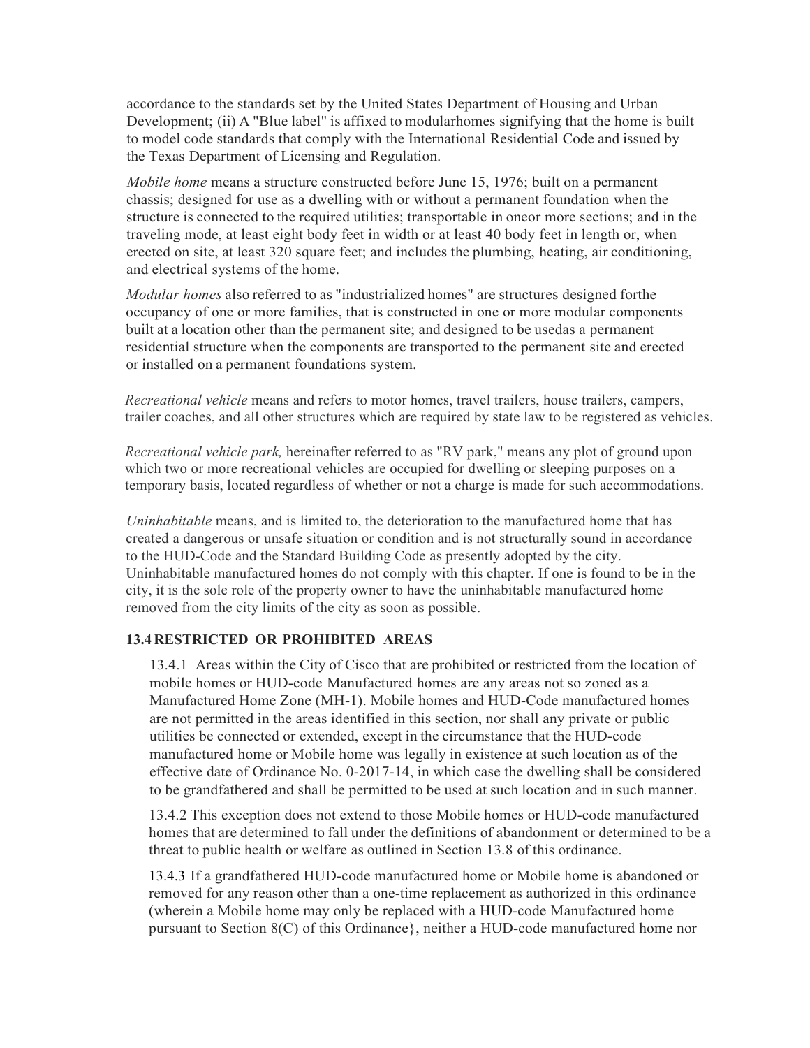accordance to the standards set by the United States Department of Housing and Urban Development; (ii) A "Blue label" is affixed to modularhomes signifying that the home is built to model code standards that comply with the International Residential Code and issued by the Texas Department of Licensing and Regulation.

*Mobile home* means a structure constructed before June 15, 1976; built on a permanent chassis; designed for use as a dwelling with or without a permanent foundation when the structure is connected to the required utilities; transportable in oneor more sections; and in the traveling mode, at least eight body feet in width or at least 40 body feet in length or, when erected on site, at least 320 square feet; and includes the plumbing, heating, air conditioning, and electrical systems of the home.

*Modular homes* also referred to as "industrialized homes" are structures designed forthe occupancy of one or more families, that is constructed in one or more modular components built at a location other than the permanent site; and designed to be usedas a permanent residential structure when the components are transported to the permanent site and erected or installed on a permanent foundations system.

*Recreational vehicle* means and refers to motor homes, travel trailers, house trailers, campers, trailer coaches, and all other structures which are required by state law to be registered as vehicles.

*Recreational vehicle park,* hereinafter referred to as "RV park," means any plot of ground upon which two or more recreational vehicles are occupied for dwelling or sleeping purposes on a temporary basis, located regardless of whether or not a charge is made for such accommodations.

*Uninhabitable* means, and is limited to, the deterioration to the manufactured home that has created a dangerous or unsafe situation or condition and is not structurally sound in accordance to the HUD-Code and the Standard Building Code as presently adopted by the city. Uninhabitable manufactured homes do not comply with this chapter. If one is found to be in the city, it is the sole role of the property owner to have the uninhabitable manufactured home removed from the city limits of the city as soon as possible.

### 13.4 RESTRICTED OR PROHIBITED AREAS

13.4.1 Areas within the City of Cisco that are prohibited or restricted from the location of mobile homes or HUD-code Manufactured homes are any areas not so zoned as a Manufactured Home Zone (MH-1). Mobile homes and HUD-Code manufactured homes are not permitted in the areas identified in this section, nor shall any private or public utilities be connected or extended, except in the circumstance that the HUD-code manufactured home or Mobile home was legally in existence at such location as of the effective date of Ordinance No. 0-2017-14, in which case the dwelling shall be considered to be grandfathered and shall be permitted to be used at such location and in such manner.

13.4.2 This exception does not extend to those Mobile homes or HUD-code manufactured homes that are determined to fall under the definitions of abandonment or determined to be a threat to public health or welfare as outlined in Section 13.8 of this ordinance.

13.4.3 If a grandfathered HUD-code manufactured home or Mobile home is abandoned or removed for any reason other than a one-time replacement as authorized in this ordinance (wherein a Mobile home may only be replaced with a HUD-code Manufactured home pursuant to Section 8(C) of this Ordinance}, neither a HUD-code manufactured home nor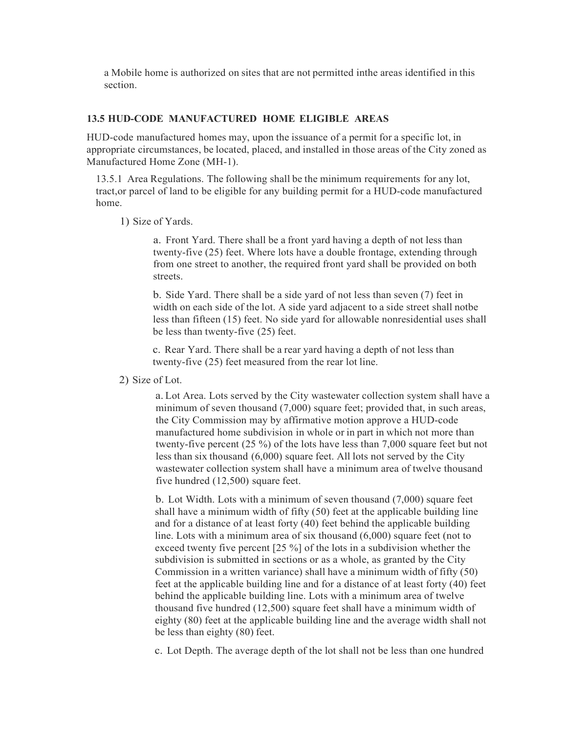a Mobile home is authorized on sites that are not permitted inthe areas identified in this section.

### 13.5 HUD-CODE MANUFACTURED HOME ELIGIBLE AREAS

HUD-code manufactured homes may, upon the issuance of a permit for a specific lot, in appropriate circumstances, be located, placed, and installed in those areas of the City zoned as Manufactured Home Zone (MH-1).

13.5.1 Area Regulations. The following shall be the minimum requirements for any lot, tract,or parcel of land to be eligible for any building permit for a HUD-code manufactured home.

1) Size of Yards.

   a. Front Yard. There shall be a front yard having a depth of not less than twenty-five (25) feet. Where lots have a double frontage, extending through from one street to another, the required front yard shall be provided on both streets.

   b. Side Yard. There shall be a side yard of not less than seven (7) feet in width on each side of the lot. A side yard adjacent to a side street shall notbe less than fifteen (15) feet. No side yard for allowable nonresidential uses shall be less than twenty-five (25) feet.

   c. Rear Yard. There shall be a rear yard having a depth of not less than twenty-five (25) feet measured from the rear lot line.

2) Size of Lot.

   a. Lot Area. Lots served by the City wastewater collection system shall have a minimum of seven thousand (7,000) square feet; provided that, in such areas, the City Commission may by affirmative motion approve a HUD-code manufactured home subdivision in whole or in part in which not more than twenty-five percent (25 %) of the lots have less than 7,000 square feet but not less than six thousand (6,000) square feet. All lots not served by the City wastewater collection system shall have a minimum area of twelve thousand five hundred (12,500) square feet.

   b. Lot Width. Lots with a minimum of seven thousand (7,000) square feet shall have a minimum width of fifty (50) feet at the applicable building line and for a distance of at least forty (40) feet behind the applicable building line. Lots with a minimum area of six thousand (6,000) square feet (not to exceed twenty five percent [25 %] of the lots in a subdivision whether the subdivision is submitted in sections or as a whole, as granted by the City Commission in a written variance) shall have a minimum width of fifty (50) feet at the applicable building line and for a distance of at least forty (40) feet behind the applicable building line. Lots with a minimum area of twelve thousand five hundred (12,500) square feet shall have a minimum width of eighty (80) feet at the applicable building line and the average width shall not be less than eighty (80) feet.

   c. Lot Depth. The average depth of the lot shall not be less than one hundred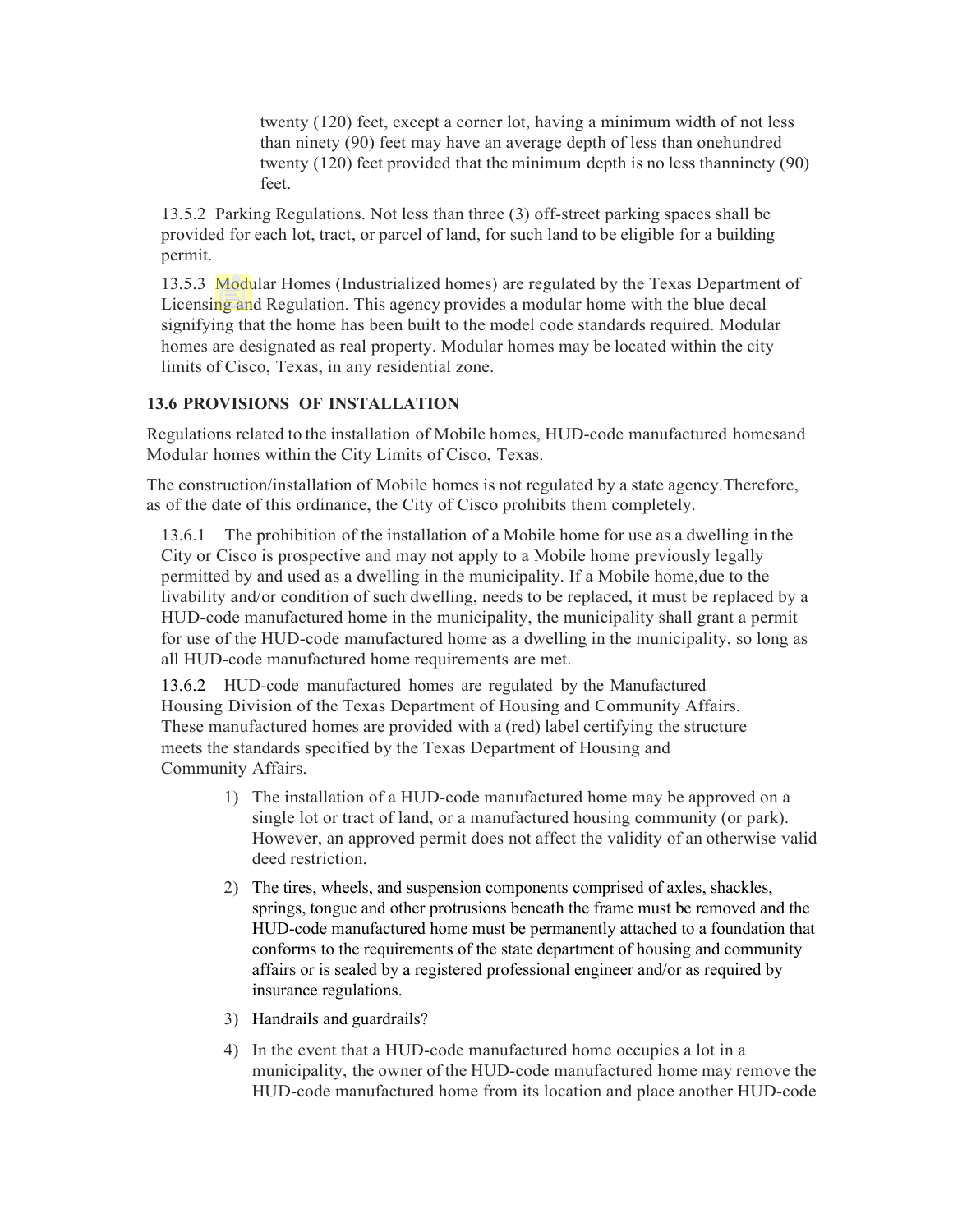twenty (120) feet, except a corner lot, having a minimum width of not less than ninety (90) feet may have an average depth of less than onehundred twenty (120) feet provided that the minimum depth is no less thanninety (90) feet.

13.5.2 Parking Regulations. Not less than three (3) off-street parking spaces shall be provided for each lot, tract, or parcel of land, for such land to be eligible for a building permit.

13.5.3 Modular Homes (Industrialized homes) are regulated by the Texas Department of Licensing and Regulation. This agency provides a modular home with the blue decal signifying that the home has been built to the model code standards required. Modular homes are designated as real property. Modular homes may be located within the city limits of Cisco, Texas, in any residential zone.

### 13.6 PROVISIONS OF INSTALLATION

Regulations related to the installation of Mobile homes, HUD-code manufactured homesand Modular homes within the City Limits of Cisco, Texas.

The construction/installation of Mobile homes is not regulated by a state agency.Therefore, as of the date of this ordinance, the City of Cisco prohibits them completely.

13.6.1 The prohibition of the installation of a Mobile home for use as a dwelling in the City or Cisco is prospective and may not apply to a Mobile home previously legally permitted by and used as a dwelling in the municipality. If a Mobile home,due to the livability and/or condition of such dwelling, needs to be replaced, it must be replaced by a HUD-code manufactured home in the municipality, the municipality shall grant a permit for use of the HUD-code manufactured home as a dwelling in the municipality, so long as all HUD-code manufactured home requirements are met.

13.6.2 HUD-code manufactured homes are regulated by the Manufactured Housing Division of the Texas Department of Housing and Community Affairs. These manufactured homes are provided with a (red) label certifying the structure meets the standards specified by the Texas Department of Housing and Community Affairs.

1) The installation of a HUD-code manufactured home may be approved on a single lot or tract of land, or a manufactured housing community (or park). However, an approved permit does not affect the validity of an otherwise valid deed restriction.
2) The tires, wheels, and suspension components comprised of axles, shackles, springs, tongue and other protrusions beneath the frame must be removed and the HUD-code manufactured home must be permanently attached to a foundation that conforms to the requirements of the state department of housing and community affairs or is sealed by a registered professional engineer and/or as required by insurance regulations.
3) Handrails and guardrails?
4) In the event that a HUD-code manufactured home occupies a lot in a municipality, the owner of the HUD-code manufactured home may remove the HUD-code manufactured home from its location and place another HUD-code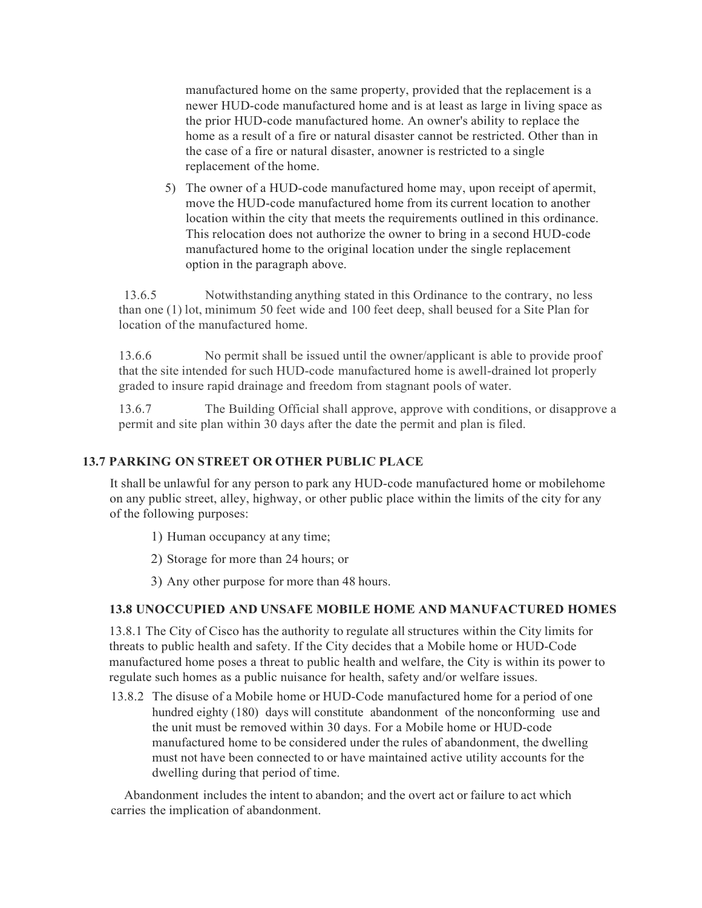manufactured home on the same property, provided that the replacement is a newer HUD-code manufactured home and is at least as large in living space as the prior HUD-code manufactured home. An owner's ability to replace the home as a result of a fire or natural disaster cannot be restricted. Other than in the case of a fire or natural disaster, anowner is restricted to a single replacement of the home.

5) The owner of a HUD-code manufactured home may, upon receipt of apermit, move the HUD-code manufactured home from its current location to another location within the city that meets the requirements outlined in this ordinance. This relocation does not authorize the owner to bring in a second HUD-code manufactured home to the original location under the single replacement option in the paragraph above.

13.6.5 Notwithstanding anything stated in this Ordinance to the contrary, no less than one (1) lot, minimum 50 feet wide and 100 feet deep, shall beused for a Site Plan for location of the manufactured home.

13.6.6 No permit shall be issued until the owner/applicant is able to provide proof that the site intended for such HUD-code manufactured home is awell-drained lot properly graded to insure rapid drainage and freedom from stagnant pools of water.

13.6.7 The Building Official shall approve, approve with conditions, or disapprove a permit and site plan within 30 days after the date the permit and plan is filed.

## 13.7 PARKING ON STREET OR OTHER PUBLIC PLACE

It shall be unlawful for any person to park any HUD-code manufactured home or mobilehome on any public street, alley, highway, or other public place within the limits of the city for any of the following purposes:

1) Human occupancy at any time;
2) Storage for more than 24 hours; or
3) Any other purpose for more than 48 hours.

## 13.8 UNOCCUPIED AND UNSAFE MOBILE HOME AND MANUFACTURED HOMES

13.8.1 The City of Cisco has the authority to regulate all structures within the City limits for threats to public health and safety. If the City decides that a Mobile home or HUD-Code manufactured home poses a threat to public health and welfare, the City is within its power to regulate such homes as a public nuisance for health, safety and/or welfare issues.

13.8.2 The disuse of a Mobile home or HUD-Code manufactured home for a period of one hundred eighty (180) days will constitute abandonment of the nonconforming use and the unit must be removed within 30 days. For a Mobile home or HUD-code manufactured home to be considered under the rules of abandonment, the dwelling must not have been connected to or have maintained active utility accounts for the dwelling during that period of time.

Abandonment includes the intent to abandon; and the overt act or failure to act which carries the implication of abandonment.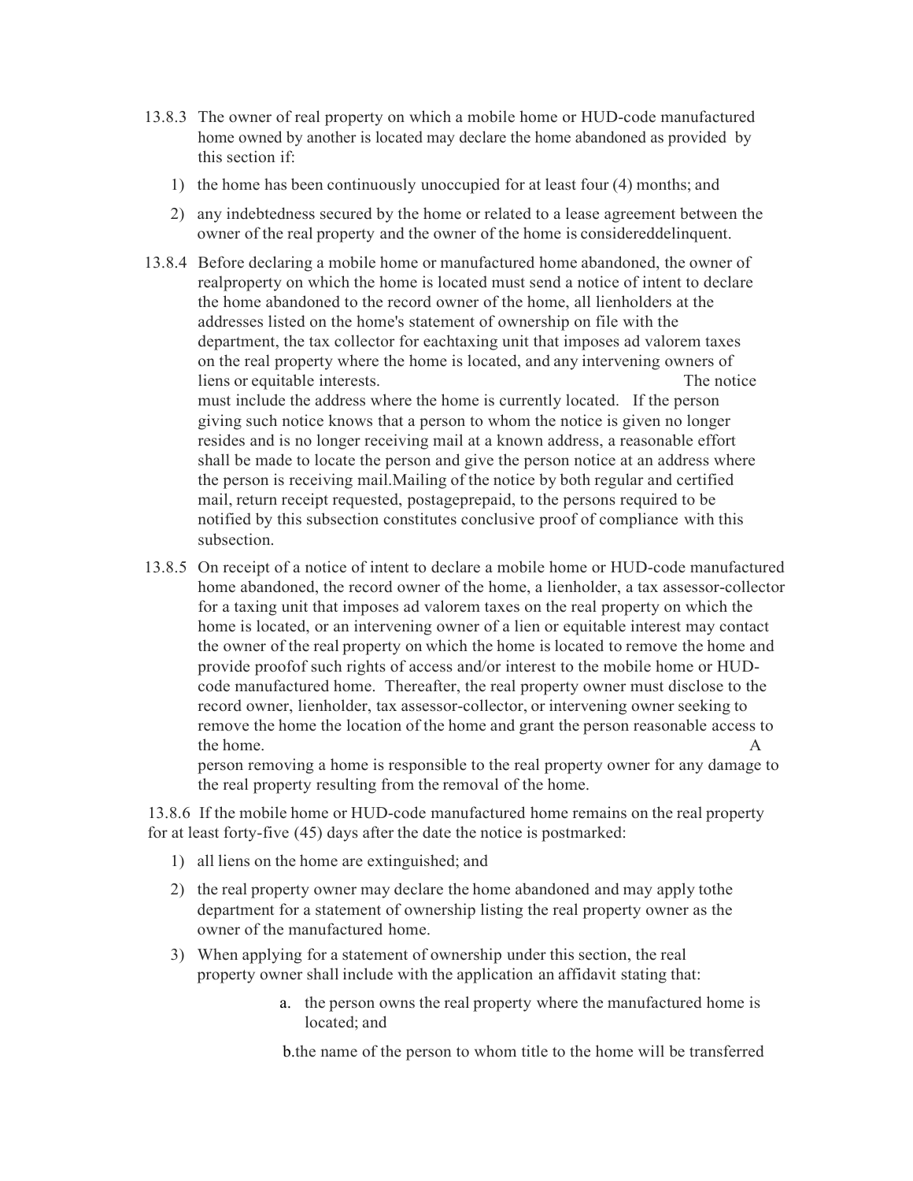13.8.3 The owner of real property on which a mobile home or HUD-code manufactured home owned by another is located may declare the home abandoned as provided by this section if:

1) the home has been continuously unoccupied for at least four (4) months; and
2) any indebtedness secured by the home or related to a lease agreement between the owner of the real property and the owner of the home is considereddelinquent.

13.8.4 Before declaring a mobile home or manufactured home abandoned, the owner of realproperty on which the home is located must send a notice of intent to declare the home abandoned to the record owner of the home, all lienholders at the addresses listed on the home's statement of ownership on file with the department, the tax collector for eachtaxing unit that imposes ad valorem taxes on the real property where the home is located, and any intervening owners of liens or equitable interests. The notice must include the address where the home is currently located. If the person giving such notice knows that a person to whom the notice is given no longer resides and is no longer receiving mail at a known address, a reasonable effort shall be made to locate the person and give the person notice at an address where the person is receiving mail.Mailing of the notice by both regular and certified mail, return receipt requested, postageprepaid, to the persons required to be notified by this subsection constitutes conclusive proof of compliance with this subsection.

13.8.5 On receipt of a notice of intent to declare a mobile home or HUD-code manufactured home abandoned, the record owner of the home, a lienholder, a tax assessor-collector for a taxing unit that imposes ad valorem taxes on the real property on which the home is located, or an intervening owner of a lien or equitable interest may contact the owner of the real property on which the home is located to remove the home and provide proofof such rights of access and/or interest to the mobile home or HUD-code manufactured home. Thereafter, the real property owner must disclose to the record owner, lienholder, tax assessor-collector, or intervening owner seeking to remove the home the location of the home and grant the person reasonable access to the home. A person removing a home is responsible to the real property owner for any damage to the real property resulting from the removal of the home.

13.8.6 If the mobile home or HUD-code manufactured home remains on the real property for at least forty-five (45) days after the date the notice is postmarked:

1) all liens on the home are extinguished; and
2) the real property owner may declare the home abandoned and may apply tothe department for a statement of ownership listing the real property owner as the owner of the manufactured home.
3) When applying for a statement of ownership under this section, the real property owner shall include with the application an affidavit stating that:
   a. the person owns the real property where the manufactured home is located; and
   b. the name of the person to whom title to the home will be transferred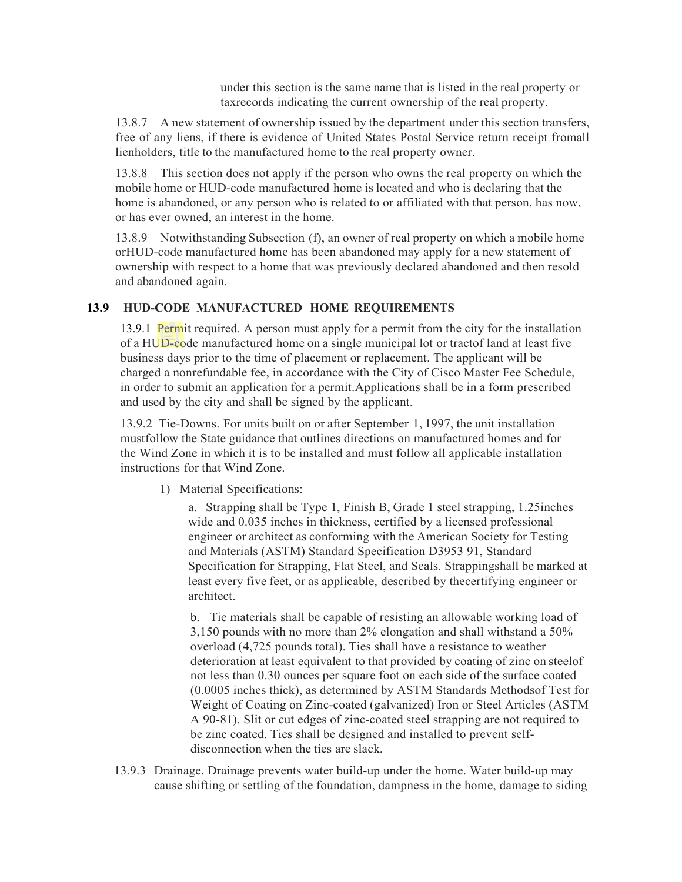under this section is the same name that is listed in the real property or taxrecords indicating the current ownership of the real property.

13.8.7 A new statement of ownership issued by the department under this section transfers, free of any liens, if there is evidence of United States Postal Service return receipt fromall lienholders, title to the manufactured home to the real property owner.

13.8.8 This section does not apply if the person who owns the real property on which the mobile home or HUD-code manufactured home is located and who is declaring that the home is abandoned, or any person who is related to or affiliated with that person, has now, or has ever owned, an interest in the home.

13.8.9 Notwithstanding Subsection (f), an owner of real property on which a mobile home orHUD-code manufactured home has been abandoned may apply for a new statement of ownership with respect to a home that was previously declared abandoned and then resold and abandoned again.

## 13.9 HUD-CODE MANUFACTURED HOME REQUIREMENTS

13.9.1 Permit required. A person must apply for a permit from the city for the installation of a HUD-code manufactured home on a single municipal lot or tractof land at least five business days prior to the time of placement or replacement. The applicant will be charged a nonrefundable fee, in accordance with the City of Cisco Master Fee Schedule, in order to submit an application for a permit.Applications shall be in a form prescribed and used by the city and shall be signed by the applicant.

13.9.2 Tie-Downs. For units built on or after September 1, 1997, the unit installation mustfollow the State guidance that outlines directions on manufactured homes and for the Wind Zone in which it is to be installed and must follow all applicable installation instructions for that Wind Zone.

1) Material Specifications:

a. Strapping shall be Type 1, Finish B, Grade 1 steel strapping, 1.25inches wide and 0.035 inches in thickness, certified by a licensed professional engineer or architect as conforming with the American Society for Testing and Materials (ASTM) Standard Specification D3953 91, Standard Specification for Strapping, Flat Steel, and Seals. Strappingshall be marked at least every five feet, or as applicable, described by thecertifying engineer or architect.

b. Tie materials shall be capable of resisting an allowable working load of 3,150 pounds with no more than 2% elongation and shall withstand a 50% overload (4,725 pounds total). Ties shall have a resistance to weather deterioration at least equivalent to that provided by coating of zinc on steelof not less than 0.30 ounces per square foot on each side of the surface coated (0.0005 inches thick), as determined by ASTM Standards Methodsof Test for Weight of Coating on Zinc-coated (galvanized) Iron or Steel Articles (ASTM A 90-81). Slit or cut edges of zinc-coated steel strapping are not required to be zinc coated. Ties shall be designed and installed to prevent self-disconnection when the ties are slack.

13.9.3 Drainage. Drainage prevents water build-up under the home. Water build-up may cause shifting or settling of the foundation, dampness in the home, damage to siding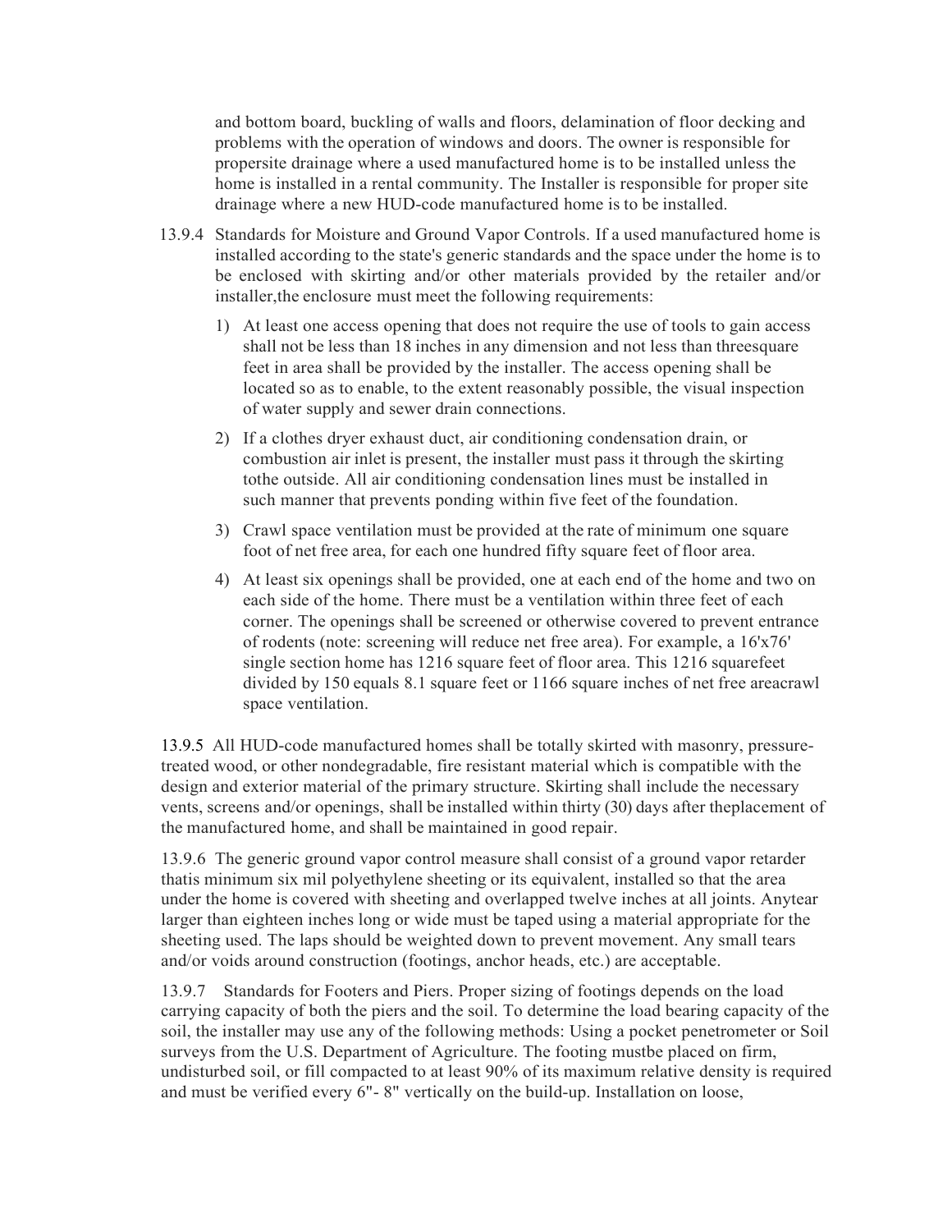and bottom board, buckling of walls and floors, delamination of floor decking and problems with the operation of windows and doors. The owner is responsible for propersite drainage where a used manufactured home is to be installed unless the home is installed in a rental community. The Installer is responsible for proper site drainage where a new HUD-code manufactured home is to be installed.

13.9.4 Standards for Moisture and Ground Vapor Controls. If a used manufactured home is installed according to the state's generic standards and the space under the home is to be enclosed with skirting and/or other materials provided by the retailer and/or installer,the enclosure must meet the following requirements:

1) At least one access opening that does not require the use of tools to gain access shall not be less than 18 inches in any dimension and not less than threesquare feet in area shall be provided by the installer. The access opening shall be located so as to enable, to the extent reasonably possible, the visual inspection of water supply and sewer drain connections.

2) If a clothes dryer exhaust duct, air conditioning condensation drain, or combustion air inlet is present, the installer must pass it through the skirting tothe outside. All air conditioning condensation lines must be installed in such manner that prevents ponding within five feet of the foundation.

3) Crawl space ventilation must be provided at the rate of minimum one square foot of net free area, for each one hundred fifty square feet of floor area.

4) At least six openings shall be provided, one at each end of the home and two on each side of the home. There must be a ventilation within three feet of each corner. The openings shall be screened or otherwise covered to prevent entrance of rodents (note: screening will reduce net free area). For example, a 16'x76' single section home has 1216 square feet of floor area. This 1216 squarefeet divided by 150 equals 8.1 square feet or 1166 square inches of net free areacrawl space ventilation.

13.9.5 All HUD-code manufactured homes shall be totally skirted with masonry, pressure-treated wood, or other nondegradable, fire resistant material which is compatible with the design and exterior material of the primary structure. Skirting shall include the necessary vents, screens and/or openings, shall be installed within thirty (30) days after theplacement of the manufactured home, and shall be maintained in good repair.

13.9.6 The generic ground vapor control measure shall consist of a ground vapor retarder thatis minimum six mil polyethylene sheeting or its equivalent, installed so that the area under the home is covered with sheeting and overlapped twelve inches at all joints. Anytear larger than eighteen inches long or wide must be taped using a material appropriate for the sheeting used. The laps should be weighted down to prevent movement. Any small tears and/or voids around construction (footings, anchor heads, etc.) are acceptable.

13.9.7 Standards for Footers and Piers. Proper sizing of footings depends on the load carrying capacity of both the piers and the soil. To determine the load bearing capacity of the soil, the installer may use any of the following methods: Using a pocket penetrometer or Soil surveys from the U.S. Department of Agriculture. The footing mustbe placed on firm, undisturbed soil, or fill compacted to at least 90% of its maximum relative density is required and must be verified every 6"- 8" vertically on the build-up. Installation on loose,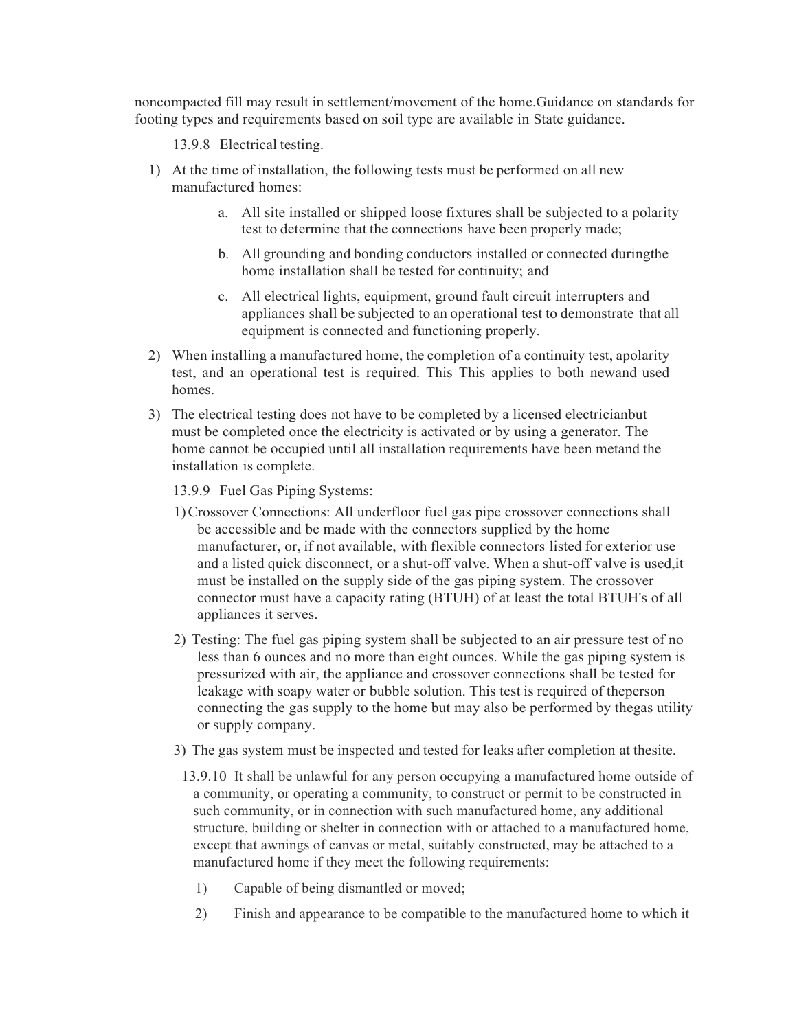noncompacted fill may result in settlement/movement of the home.Guidance on standards for footing types and requirements based on soil type are available in State guidance.

13.9.8 Electrical testing.

1) At the time of installation, the following tests must be performed on all new manufactured homes:
    a. All site installed or shipped loose fixtures shall be subjected to a polarity test to determine that the connections have been properly made;
    b. All grounding and bonding conductors installed or connected duringthe home installation shall be tested for continuity; and
    c. All electrical lights, equipment, ground fault circuit interrupters and appliances shall be subjected to an operational test to demonstrate that all equipment is connected and functioning properly.
2) When installing a manufactured home, the completion of a continuity test, apolarity test, and an operational test is required. This This applies to both newand used homes.
3) The electrical testing does not have to be completed by a licensed electricianbut must be completed once the electricity is activated or by using a generator. The home cannot be occupied until all installation requirements have been metand the installation is complete.

13.9.9 Fuel Gas Piping Systems:

1) Crossover Connections: All underfloor fuel gas pipe crossover connections shall be accessible and be made with the connectors supplied by the home manufacturer, or, if not available, with flexible connectors listed for exterior use and a listed quick disconnect, or a shut-off valve. When a shut-off valve is used,it must be installed on the supply side of the gas piping system. The crossover connector must have a capacity rating (BTUH) of at least the total BTUH's of all appliances it serves.
2) Testing: The fuel gas piping system shall be subjected to an air pressure test of no less than 6 ounces and no more than eight ounces. While the gas piping system is pressurized with air, the appliance and crossover connections shall be tested for leakage with soapy water or bubble solution. This test is required of theperson connecting the gas supply to the home but may also be performed by thegas utility or supply company.
3) The gas system must be inspected and tested for leaks after completion at thesite.

13.9.10 It shall be unlawful for any person occupying a manufactured home outside of a community, or operating a community, to construct or permit to be constructed in such community, or in connection with such manufactured home, any additional structure, building or shelter in connection with or attached to a manufactured home, except that awnings of canvas or metal, suitably constructed, may be attached to a manufactured home if they meet the following requirements:

1) Capable of being dismantled or moved;
2) Finish and appearance to be compatible to the manufactured home to which it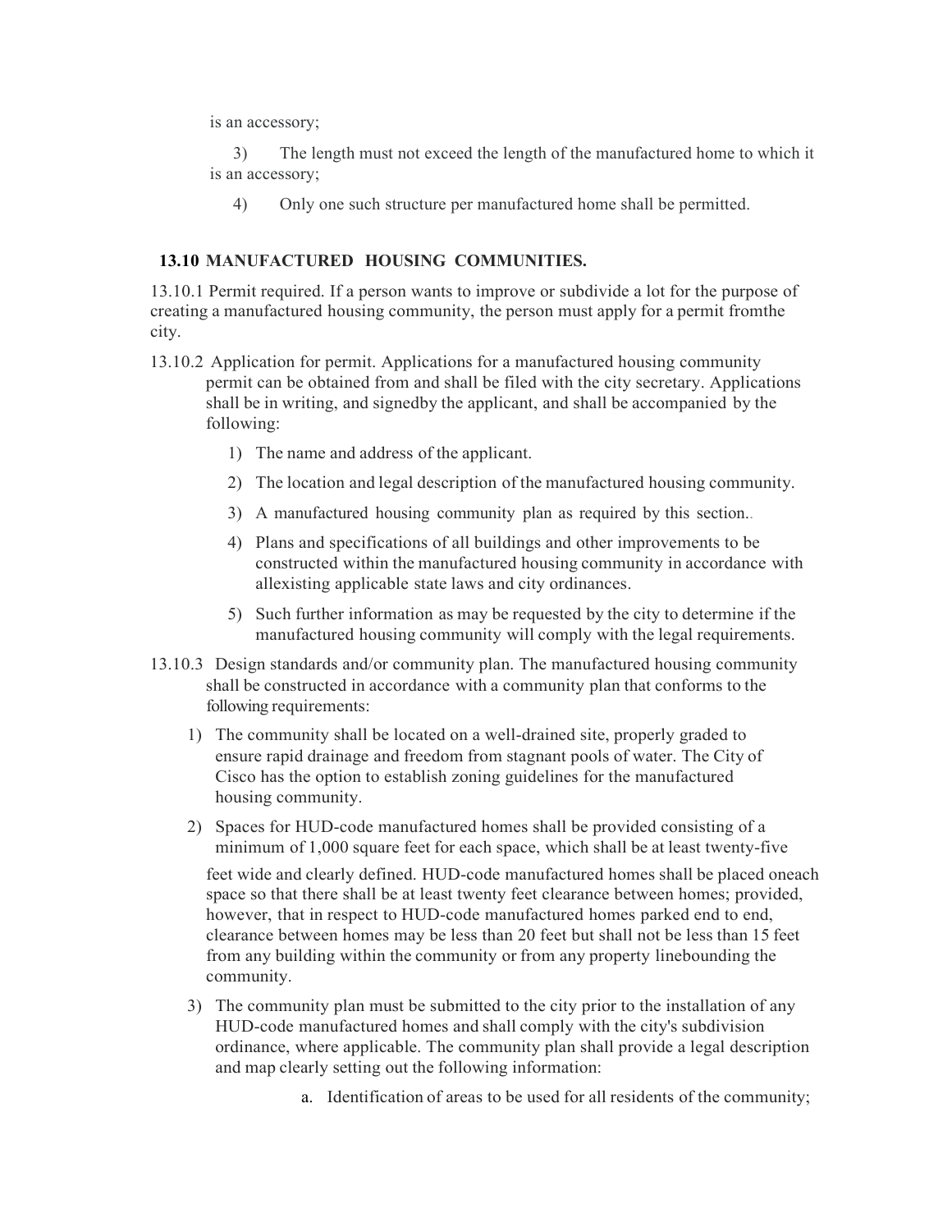is an accessory;

3) The length must not exceed the length of the manufactured home to which it is an accessory;

4) Only one such structure per manufactured home shall be permitted.

**13.10 MANUFACTURED HOUSING COMMUNITIES.**

13.10.1 Permit required. If a person wants to improve or subdivide a lot for the purpose of creating a manufactured housing community, the person must apply for a permit fromthe city.

13.10.2 Application for permit. Applications for a manufactured housing community permit can be obtained from and shall be filed with the city secretary. Applications shall be in writing, and signedby the applicant, and shall be accompanied by the following:

1) The name and address of the applicant.
2) The location and legal description of the manufactured housing community.
3) A manufactured housing community plan as required by this section..
4) Plans and specifications of all buildings and other improvements to be constructed within the manufactured housing community in accordance with allexisting applicable state laws and city ordinances.
5) Such further information as may be requested by the city to determine if the manufactured housing community will comply with the legal requirements.

13.10.3 Design standards and/or community plan. The manufactured housing community shall be constructed in accordance with a community plan that conforms to the following requirements:

1) The community shall be located on a well-drained site, properly graded to ensure rapid drainage and freedom from stagnant pools of water. The City of Cisco has the option to establish zoning guidelines for the manufactured housing community.
2) Spaces for HUD-code manufactured homes shall be provided consisting of a minimum of 1,000 square feet for each space, which shall be at least twenty-five feet wide and clearly defined. HUD-code manufactured homes shall be placed oneach space so that there shall be at least twenty feet clearance between homes; provided, however, that in respect to HUD-code manufactured homes parked end to end, clearance between homes may be less than 20 feet but shall not be less than 15 feet from any building within the community or from any property linebounding the community.
3) The community plan must be submitted to the city prior to the installation of any HUD-code manufactured homes and shall comply with the city's subdivision ordinance, where applicable. The community plan shall provide a legal description and map clearly setting out the following information:
    a. Identification of areas to be used for all residents of the community;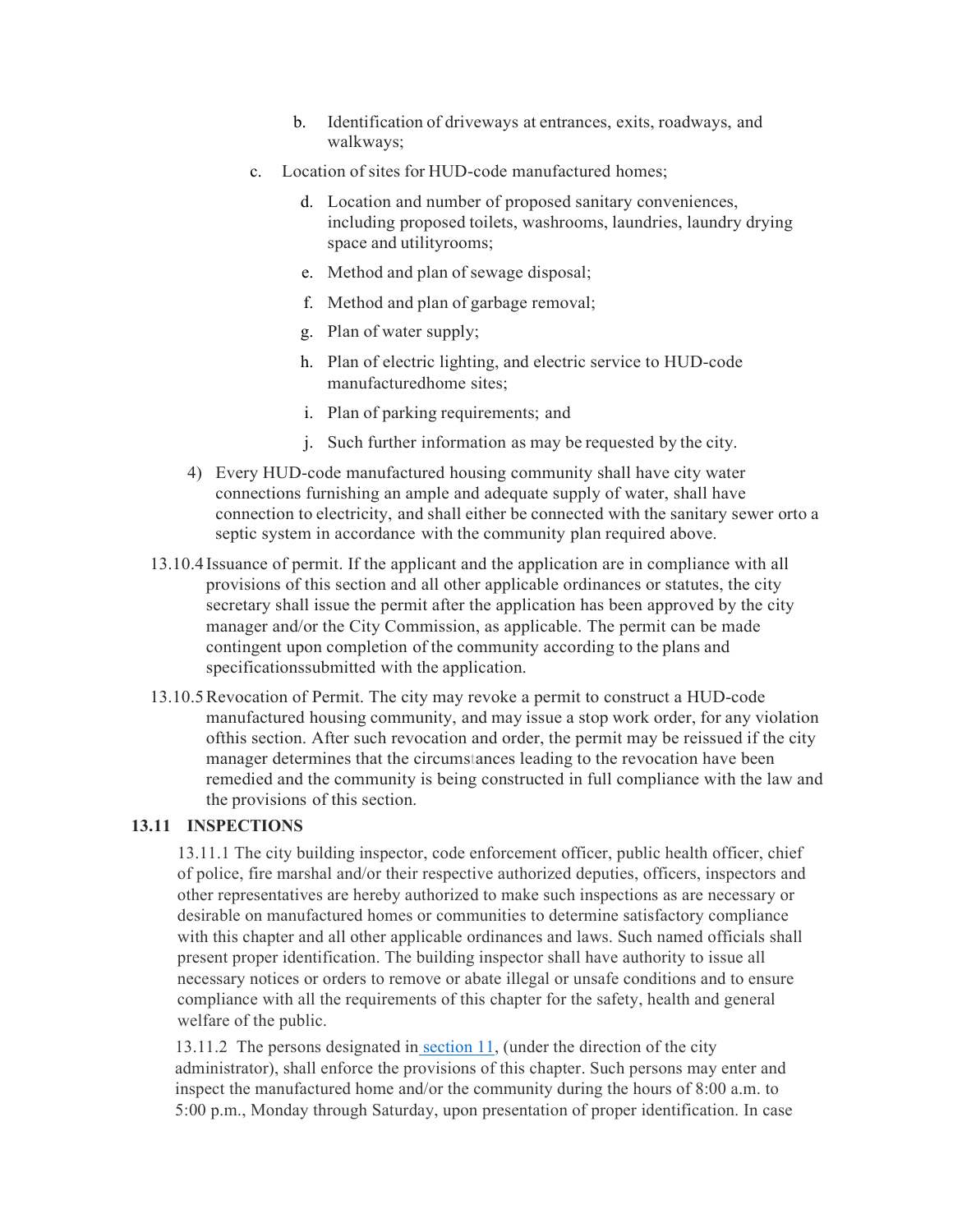b. Identification of driveways at entrances, exits, roadways, and walkways;

c. Location of sites for HUD-code manufactured homes;

d. Location and number of proposed sanitary conveniences, including proposed toilets, washrooms, laundries, laundry drying space and utilityrooms;

e. Method and plan of sewage disposal;

f. Method and plan of garbage removal;

g. Plan of water supply;

h. Plan of electric lighting, and electric service to HUD-code manufacturedhome sites;

i. Plan of parking requirements; and

j. Such further information as may be requested by the city.

4) Every HUD-code manufactured housing community shall have city water connections furnishing an ample and adequate supply of water, shall have connection to electricity, and shall either be connected with the sanitary sewer orto a septic system in accordance with the community plan required above.

13.10.4 Issuance of permit. If the applicant and the application are in compliance with all provisions of this section and all other applicable ordinances or statutes, the city secretary shall issue the permit after the application has been approved by the city manager and/or the City Commission, as applicable. The permit can be made contingent upon completion of the community according to the plans and specificationssubmitted with the application.

13.10.5 Revocation of Permit. The city may revoke a permit to construct a HUD-code manufactured housing community, and may issue a stop work order, for any violation ofthis section. After such revocation and order, the permit may be reissued if the city manager determines that the circumstances leading to the revocation have been remedied and the community is being constructed in full compliance with the law and the provisions of this section.

## 13.11 INSPECTIONS

13.11.1 The city building inspector, code enforcement officer, public health officer, chief of police, fire marshal and/or their respective authorized deputies, officers, inspectors and other representatives are hereby authorized to make such inspections as are necessary or desirable on manufactured homes or communities to determine satisfactory compliance with this chapter and all other applicable ordinances and laws. Such named officials shall present proper identification. The building inspector shall have authority to issue all necessary notices or orders to remove or abate illegal or unsafe conditions and to ensure compliance with all the requirements of this chapter for the safety, health and general welfare of the public.

13.11.2 The persons designated in section 11, (under the direction of the city administrator), shall enforce the provisions of this chapter. Such persons may enter and inspect the manufactured home and/or the community during the hours of 8:00 a.m. to 5:00 p.m., Monday through Saturday, upon presentation of proper identification. In case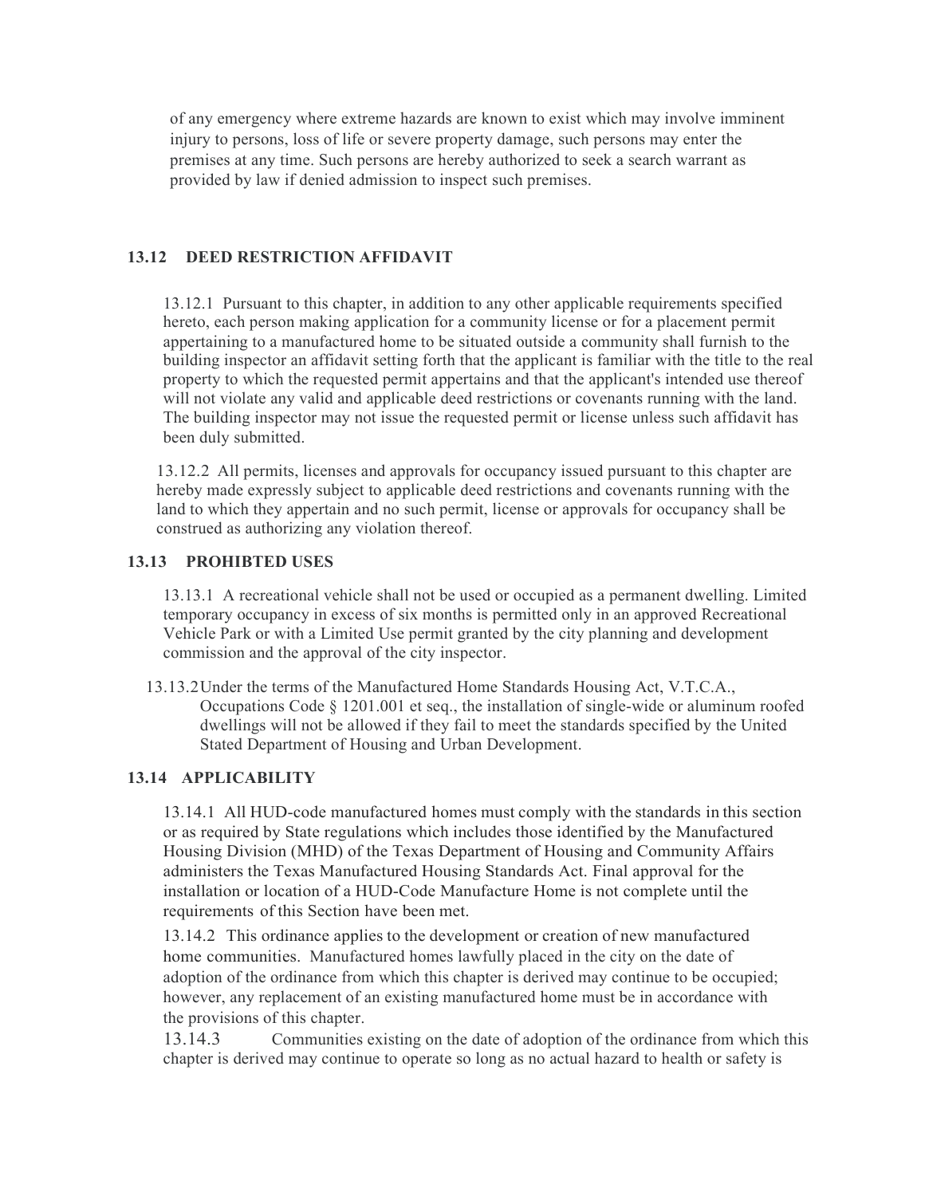of any emergency where extreme hazards are known to exist which may involve imminent injury to persons, loss of life or severe property damage, such persons may enter the premises at any time. Such persons are hereby authorized to seek a search warrant as provided by law if denied admission to inspect such premises.

### 13.12 DEED RESTRICTION AFFIDAVIT

13.12.1 Pursuant to this chapter, in addition to any other applicable requirements specified hereto, each person making application for a community license or for a placement permit appertaining to a manufactured home to be situated outside a community shall furnish to the building inspector an affidavit setting forth that the applicant is familiar with the title to the real property to which the requested permit appertains and that the applicant's intended use thereof will not violate any valid and applicable deed restrictions or covenants running with the land. The building inspector may not issue the requested permit or license unless such affidavit has been duly submitted.

13.12.2 All permits, licenses and approvals for occupancy issued pursuant to this chapter are hereby made expressly subject to applicable deed restrictions and covenants running with the land to which they appertain and no such permit, license or approvals for occupancy shall be construed as authorizing any violation thereof.

### 13.13 PROHIBTED USES

13.13.1 A recreational vehicle shall not be used or occupied as a permanent dwelling. Limited temporary occupancy in excess of six months is permitted only in an approved Recreational Vehicle Park or with a Limited Use permit granted by the city planning and development commission and the approval of the city inspector.

13.13.2 Under the terms of the Manufactured Home Standards Housing Act, V.T.C.A., Occupations Code § 1201.001 et seq., the installation of single-wide or aluminum roofed dwellings will not be allowed if they fail to meet the standards specified by the United Stated Department of Housing and Urban Development.

### 13.14 APPLICABILITY

13.14.1 All HUD-code manufactured homes must comply with the standards in this section or as required by State regulations which includes those identified by the Manufactured Housing Division (MHD) of the Texas Department of Housing and Community Affairs administers the Texas Manufactured Housing Standards Act. Final approval for the installation or location of a HUD-Code Manufacture Home is not complete until the requirements of this Section have been met.

13.14.2 This ordinance applies to the development or creation of new manufactured home communities. Manufactured homes lawfully placed in the city on the date of adoption of the ordinance from which this chapter is derived may continue to be occupied; however, any replacement of an existing manufactured home must be in accordance with the provisions of this chapter.

13.14.3 Communities existing on the date of adoption of the ordinance from which this chapter is derived may continue to operate so long as no actual hazard to health or safety is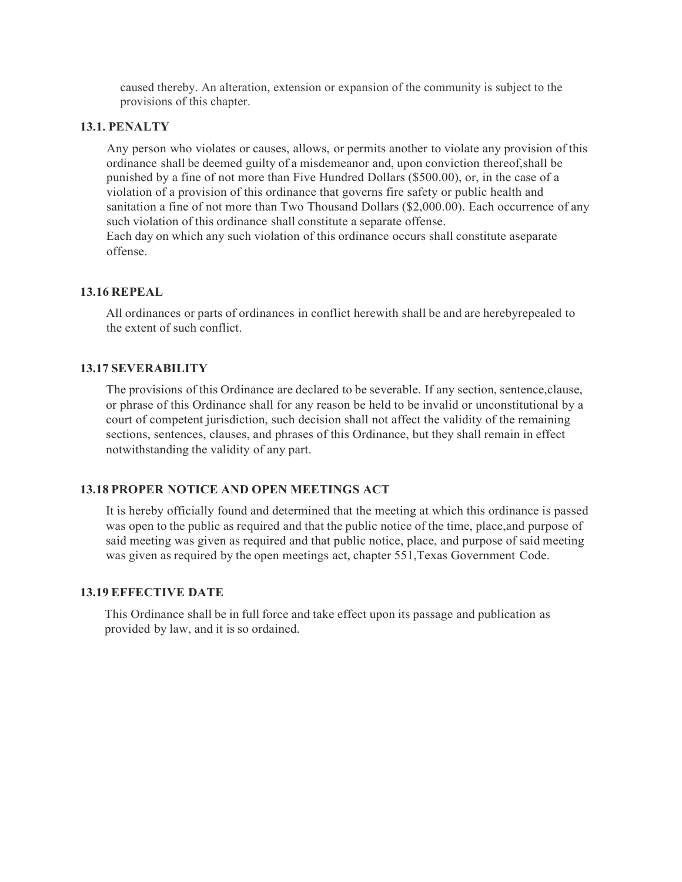caused thereby. An alteration, extension or expansion of the community is subject to the provisions of this chapter.

### 13.1. PENALTY

Any person who violates or causes, allows, or permits another to violate any provision of this ordinance shall be deemed guilty of a misdemeanor and, upon conviction thereof,shall be punished by a fine of not more than Five Hundred Dollars ($500.00), or, in the case of a violation of a provision of this ordinance that governs fire safety or public health and sanitation a fine of not more than Two Thousand Dollars ($2,000.00). Each occurrence of any such violation of this ordinance shall constitute a separate offense.
Each day on which any such violation of this ordinance occurs shall constitute aseparate offense.

### 13.16 REPEAL

All ordinances or parts of ordinances in conflict herewith shall be and are herebyrepealed to the extent of such conflict.

### 13.17 SEVERABILITY

The provisions of this Ordinance are declared to be severable. If any section, sentence,clause, or phrase of this Ordinance shall for any reason be held to be invalid or unconstitutional by a court of competent jurisdiction, such decision shall not affect the validity of the remaining sections, sentences, clauses, and phrases of this Ordinance, but they shall remain in effect notwithstanding the validity of any part.

### 13.18 PROPER NOTICE AND OPEN MEETINGS ACT

It is hereby officially found and determined that the meeting at which this ordinance is passed was open to the public as required and that the public notice of the time, place,and purpose of said meeting was given as required and that public notice, place, and purpose of said meeting was given as required by the open meetings act, chapter 551,Texas Government Code.

### 13.19 EFFECTIVE DATE

This Ordinance shall be in full force and take effect upon its passage and publication as provided by law, and it is so ordained.